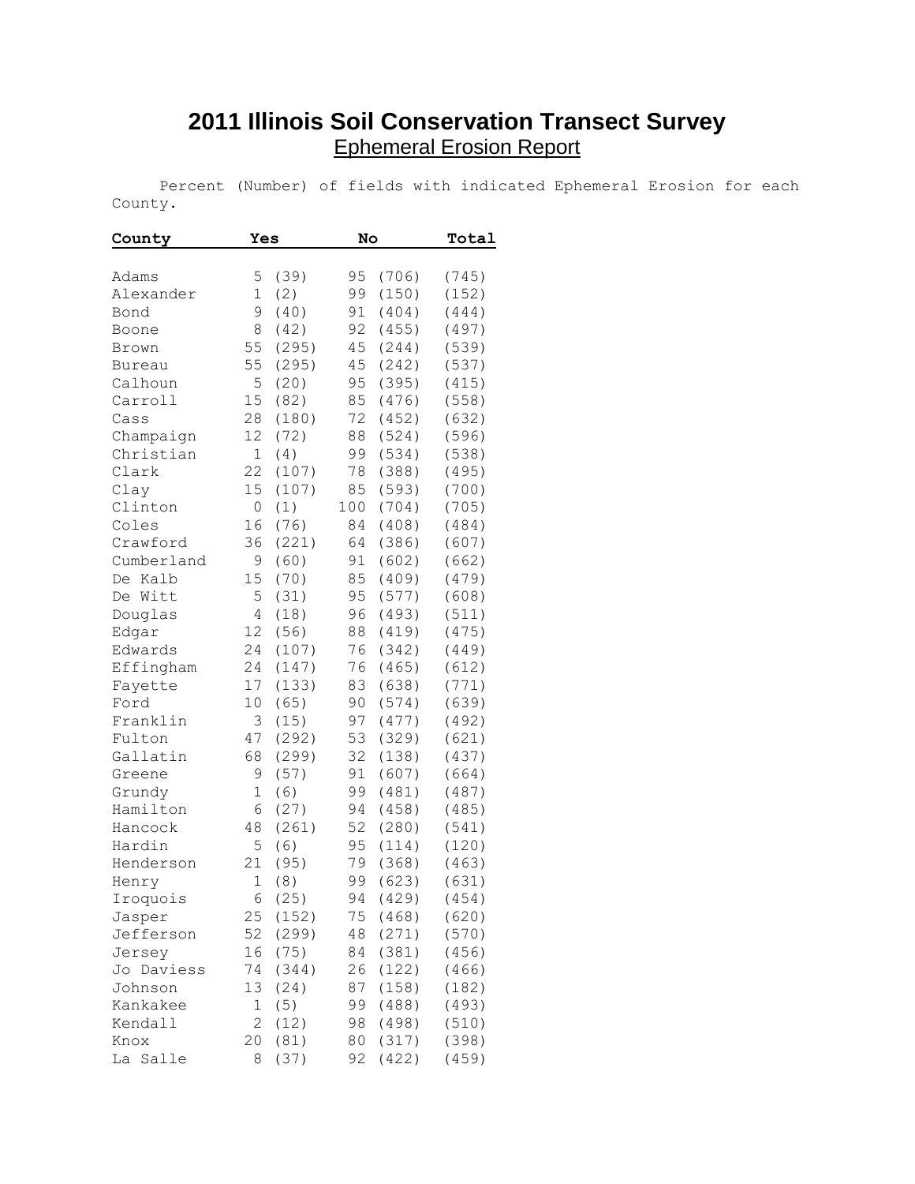# 2011 Illinois Soil Conservation Transect Survey

## Ephemeral Erosion Report

Percent (Number) of fields with indicated Ephemeral Erosion for each County.

| County | Yes | | No | | Total |
|---|---|---|---|---|---|
| Adams | 5 | (39) | 95 | (706) | (745) |
| Alexander | 1 | (2) | 99 | (150) | (152) |
| Bond | 9 | (40) | 91 | (404) | (444) |
| Boone | 8 | (42) | 92 | (455) | (497) |
| Brown | 55 | (295) | 45 | (244) | (539) |
| Bureau | 55 | (295) | 45 | (242) | (537) |
| Calhoun | 5 | (20) | 95 | (395) | (415) |
| Carroll | 15 | (82) | 85 | (476) | (558) |
| Cass | 28 | (180) | 72 | (452) | (632) |
| Champaign | 12 | (72) | 88 | (524) | (596) |
| Christian | 1 | (4) | 99 | (534) | (538) |
| Clark | 22 | (107) | 78 | (388) | (495) |
| Clay | 15 | (107) | 85 | (593) | (700) |
| Clinton | 0 | (1) | 100 | (704) | (705) |
| Coles | 16 | (76) | 84 | (408) | (484) |
| Crawford | 36 | (221) | 64 | (386) | (607) |
| Cumberland | 9 | (60) | 91 | (602) | (662) |
| De Kalb | 15 | (70) | 85 | (409) | (479) |
| De Witt | 5 | (31) | 95 | (577) | (608) |
| Douglas | 4 | (18) | 96 | (493) | (511) |
| Edgar | 12 | (56) | 88 | (419) | (475) |
| Edwards | 24 | (107) | 76 | (342) | (449) |
| Effingham | 24 | (147) | 76 | (465) | (612) |
| Fayette | 17 | (133) | 83 | (638) | (771) |
| Ford | 10 | (65) | 90 | (574) | (639) |
| Franklin | 3 | (15) | 97 | (477) | (492) |
| Fulton | 47 | (292) | 53 | (329) | (621) |
| Gallatin | 68 | (299) | 32 | (138) | (437) |
| Greene | 9 | (57) | 91 | (607) | (664) |
| Grundy | 1 | (6) | 99 | (481) | (487) |
| Hamilton | 6 | (27) | 94 | (458) | (485) |
| Hancock | 48 | (261) | 52 | (280) | (541) |
| Hardin | 5 | (6) | 95 | (114) | (120) |
| Henderson | 21 | (95) | 79 | (368) | (463) |
| Henry | 1 | (8) | 99 | (623) | (631) |
| Iroquois | 6 | (25) | 94 | (429) | (454) |
| Jasper | 25 | (152) | 75 | (468) | (620) |
| Jefferson | 52 | (299) | 48 | (271) | (570) |
| Jersey | 16 | (75) | 84 | (381) | (456) |
| Jo Daviess | 74 | (344) | 26 | (122) | (466) |
| Johnson | 13 | (24) | 87 | (158) | (182) |
| Kankakee | 1 | (5) | 99 | (488) | (493) |
| Kendall | 2 | (12) | 98 | (498) | (510) |
| Knox | 20 | (81) | 80 | (317) | (398) |
| La Salle | 8 | (37) | 92 | (422) | (459) |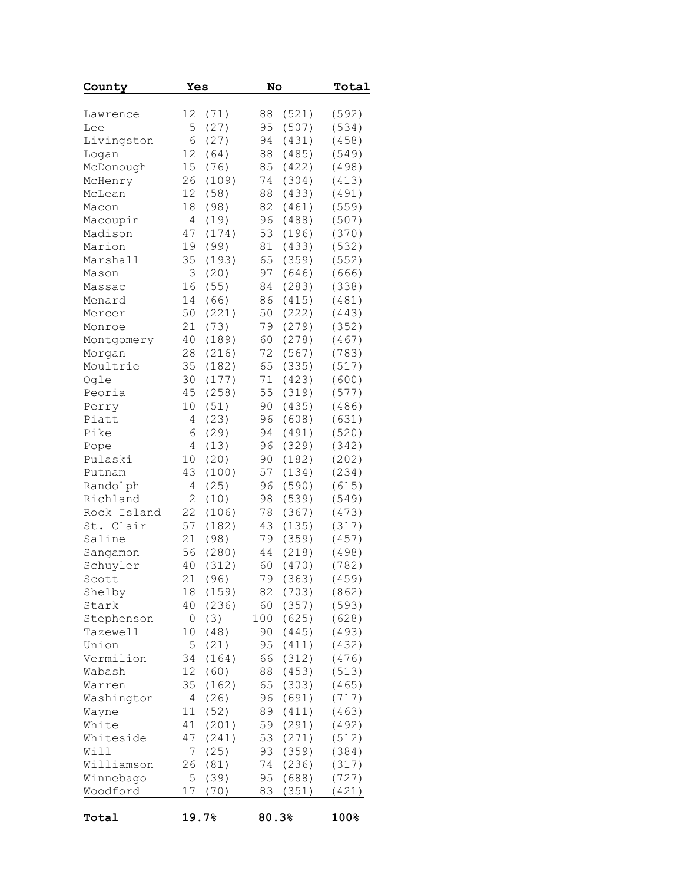| County | Yes | No | Total |
|---|---|---|---|
| Lawrence | 12 (71) | 88 (521) | (592) |
| Lee | 5 (27) | 95 (507) | (534) |
| Livingston | 6 (27) | 94 (431) | (458) |
| Logan | 12 (64) | 88 (485) | (549) |
| McDonough | 15 (76) | 85 (422) | (498) |
| McHenry | 26 (109) | 74 (304) | (413) |
| McLean | 12 (58) | 88 (433) | (491) |
| Macon | 18 (98) | 82 (461) | (559) |
| Macoupin | 4 (19) | 96 (488) | (507) |
| Madison | 47 (174) | 53 (196) | (370) |
| Marion | 19 (99) | 81 (433) | (532) |
| Marshall | 35 (193) | 65 (359) | (552) |
| Mason | 3 (20) | 97 (646) | (666) |
| Massac | 16 (55) | 84 (283) | (338) |
| Menard | 14 (66) | 86 (415) | (481) |
| Mercer | 50 (221) | 50 (222) | (443) |
| Monroe | 21 (73) | 79 (279) | (352) |
| Montgomery | 40 (189) | 60 (278) | (467) |
| Morgan | 28 (216) | 72 (567) | (783) |
| Moultrie | 35 (182) | 65 (335) | (517) |
| Ogle | 30 (177) | 71 (423) | (600) |
| Peoria | 45 (258) | 55 (319) | (577) |
| Perry | 10 (51) | 90 (435) | (486) |
| Piatt | 4 (23) | 96 (608) | (631) |
| Pike | 6 (29) | 94 (491) | (520) |
| Pope | 4 (13) | 96 (329) | (342) |
| Pulaski | 10 (20) | 90 (182) | (202) |
| Putnam | 43 (100) | 57 (134) | (234) |
| Randolph | 4 (25) | 96 (590) | (615) |
| Richland | 2 (10) | 98 (539) | (549) |
| Rock Island | 22 (106) | 78 (367) | (473) |
| St. Clair | 57 (182) | 43 (135) | (317) |
| Saline | 21 (98) | 79 (359) | (457) |
| Sangamon | 56 (280) | 44 (218) | (498) |
| Schuyler | 40 (312) | 60 (470) | (782) |
| Scott | 21 (96) | 79 (363) | (459) |
| Shelby | 18 (159) | 82 (703) | (862) |
| Stark | 40 (236) | 60 (357) | (593) |
| Stephenson | 0 (3) | 100 (625) | (628) |
| Tazewell | 10 (48) | 90 (445) | (493) |
| Union | 5 (21) | 95 (411) | (432) |
| Vermilion | 34 (164) | 66 (312) | (476) |
| Wabash | 12 (60) | 88 (453) | (513) |
| Warren | 35 (162) | 65 (303) | (465) |
| Washington | 4 (26) | 96 (691) | (717) |
| Wayne | 11 (52) | 89 (411) | (463) |
| White | 41 (201) | 59 (291) | (492) |
| Whiteside | 47 (241) | 53 (271) | (512) |
| Will | 7 (25) | 93 (359) | (384) |
| Williamson | 26 (81) | 74 (236) | (317) |
| Winnebago | 5 (39) | 95 (688) | (727) |
| Woodford | 17 (70) | 83 (351) | (421) |
| **Total** | **19.7%** | **80.3%** | **100%** |